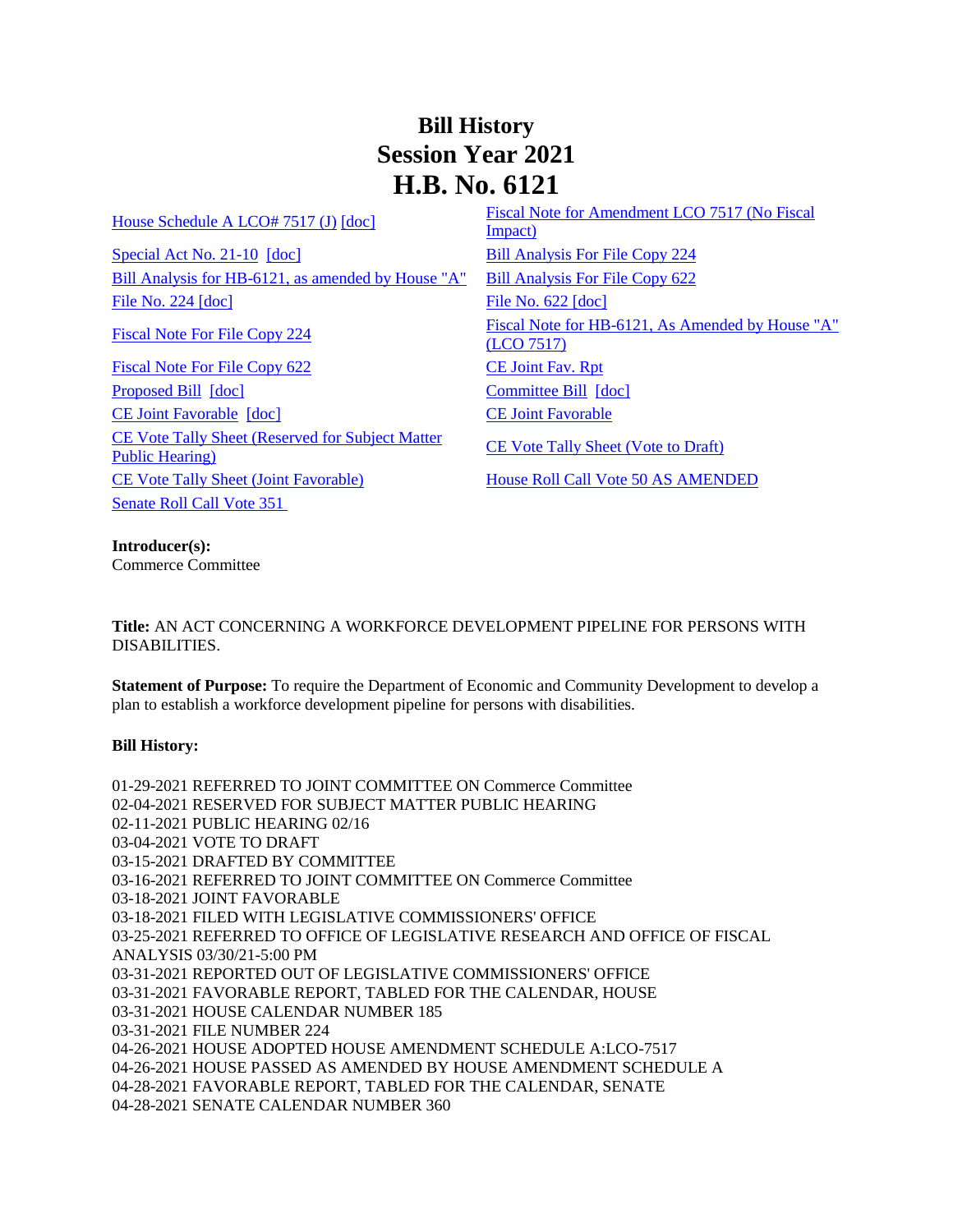# Bill History
# Session Year 2021
# H.B. No. 6121

| | |
|---|---|
| House Schedule A LCO# 7517 (J) [doc] | Fiscal Note for Amendment LCO 7517 (No Fiscal Impact) |
| Special Act No. 21-10 [doc] | Bill Analysis For File Copy 224 |
| Bill Analysis for HB-6121, as amended by House "A" | Bill Analysis For File Copy 622 |
| File No. 224 [doc] | File No. 622 [doc] |
| Fiscal Note For File Copy 224 | Fiscal Note for HB-6121, As Amended by House "A" (LCO 7517) |
| Fiscal Note For File Copy 622 | CE Joint Fav. Rpt |
| Proposed Bill [doc] | Committee Bill [doc] |
| CE Joint Favorable [doc] | CE Joint Favorable |
| CE Vote Tally Sheet (Reserved for Subject Matter Public Hearing) | CE Vote Tally Sheet (Vote to Draft) |
| CE Vote Tally Sheet (Joint Favorable) | House Roll Call Vote 50 AS AMENDED |
| Senate Roll Call Vote 351 | |

**Introducer(s):**
Commerce Committee

**Title:** AN ACT CONCERNING A WORKFORCE DEVELOPMENT PIPELINE FOR PERSONS WITH DISABILITIES.

**Statement of Purpose:** To require the Department of Economic and Community Development to develop a plan to establish a workforce development pipeline for persons with disabilities.

**Bill History:**

01-29-2021 REFERRED TO JOINT COMMITTEE ON Commerce Committee
02-04-2021 RESERVED FOR SUBJECT MATTER PUBLIC HEARING
02-11-2021 PUBLIC HEARING 02/16
03-04-2021 VOTE TO DRAFT
03-15-2021 DRAFTED BY COMMITTEE
03-16-2021 REFERRED TO JOINT COMMITTEE ON Commerce Committee
03-18-2021 JOINT FAVORABLE
03-18-2021 FILED WITH LEGISLATIVE COMMISSIONERS' OFFICE
03-25-2021 REFERRED TO OFFICE OF LEGISLATIVE RESEARCH AND OFFICE OF FISCAL ANALYSIS 03/30/21-5:00 PM
03-31-2021 REPORTED OUT OF LEGISLATIVE COMMISSIONERS' OFFICE
03-31-2021 FAVORABLE REPORT, TABLED FOR THE CALENDAR, HOUSE
03-31-2021 HOUSE CALENDAR NUMBER 185
03-31-2021 FILE NUMBER 224
04-26-2021 HOUSE ADOPTED HOUSE AMENDMENT SCHEDULE A:LCO-7517
04-26-2021 HOUSE PASSED AS AMENDED BY HOUSE AMENDMENT SCHEDULE A
04-28-2021 FAVORABLE REPORT, TABLED FOR THE CALENDAR, SENATE
04-28-2021 SENATE CALENDAR NUMBER 360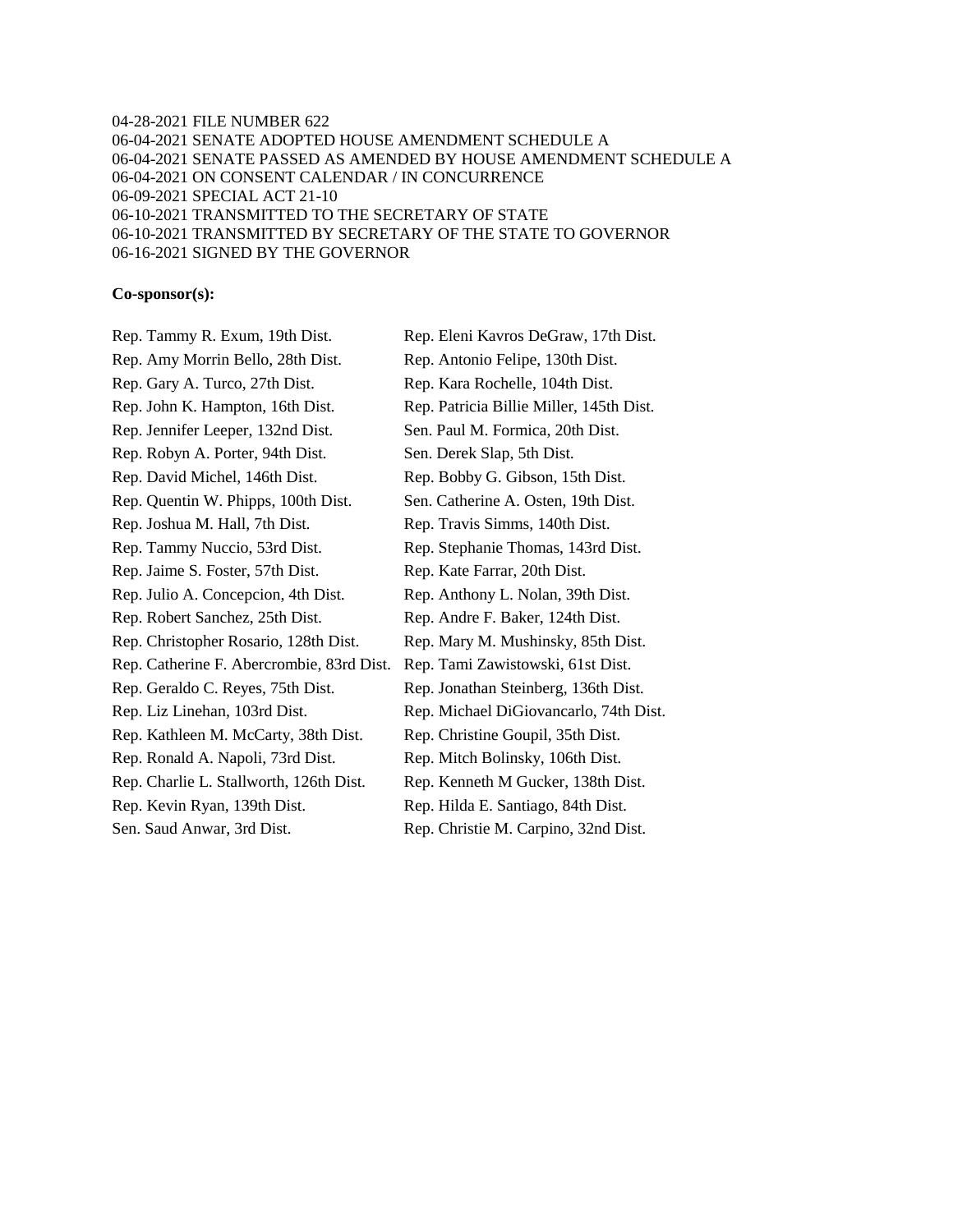04-28-2021 FILE NUMBER 622
06-04-2021 SENATE ADOPTED HOUSE AMENDMENT SCHEDULE A
06-04-2021 SENATE PASSED AS AMENDED BY HOUSE AMENDMENT SCHEDULE A
06-04-2021 ON CONSENT CALENDAR / IN CONCURRENCE
06-09-2021 SPECIAL ACT 21-10
06-10-2021 TRANSMITTED TO THE SECRETARY OF STATE
06-10-2021 TRANSMITTED BY SECRETARY OF THE STATE TO GOVERNOR
06-16-2021 SIGNED BY THE GOVERNOR

**Co-sponsor(s):**

Rep. Tammy R. Exum, 19th Dist.
Rep. Amy Morrin Bello, 28th Dist.
Rep. Gary A. Turco, 27th Dist.
Rep. John K. Hampton, 16th Dist.
Rep. Jennifer Leeper, 132nd Dist.
Rep. Robyn A. Porter, 94th Dist.
Rep. David Michel, 146th Dist.
Rep. Quentin W. Phipps, 100th Dist.
Rep. Joshua M. Hall, 7th Dist.
Rep. Tammy Nuccio, 53rd Dist.
Rep. Jaime S. Foster, 57th Dist.
Rep. Julio A. Concepcion, 4th Dist.
Rep. Robert Sanchez, 25th Dist.
Rep. Christopher Rosario, 128th Dist.
Rep. Catherine F. Abercrombie, 83rd Dist.
Rep. Geraldo C. Reyes, 75th Dist.
Rep. Liz Linehan, 103rd Dist.
Rep. Kathleen M. McCarty, 38th Dist.
Rep. Ronald A. Napoli, 73rd Dist.
Rep. Charlie L. Stallworth, 126th Dist.
Rep. Kevin Ryan, 139th Dist.
Sen. Saud Anwar, 3rd Dist.
Rep. Eleni Kavros DeGraw, 17th Dist.
Rep. Antonio Felipe, 130th Dist.
Rep. Kara Rochelle, 104th Dist.
Rep. Patricia Billie Miller, 145th Dist.
Sen. Paul M. Formica, 20th Dist.
Sen. Derek Slap, 5th Dist.
Rep. Bobby G. Gibson, 15th Dist.
Sen. Catherine A. Osten, 19th Dist.
Rep. Travis Simms, 140th Dist.
Rep. Stephanie Thomas, 143rd Dist.
Rep. Kate Farrar, 20th Dist.
Rep. Anthony L. Nolan, 39th Dist.
Rep. Andre F. Baker, 124th Dist.
Rep. Mary M. Mushinsky, 85th Dist.
Rep. Tami Zawistowski, 61st Dist.
Rep. Jonathan Steinberg, 136th Dist.
Rep. Michael DiGiovancarlo, 74th Dist.
Rep. Christine Goupil, 35th Dist.
Rep. Mitch Bolinsky, 106th Dist.
Rep. Kenneth M Gucker, 138th Dist.
Rep. Hilda E. Santiago, 84th Dist.
Rep. Christie M. Carpino, 32nd Dist.